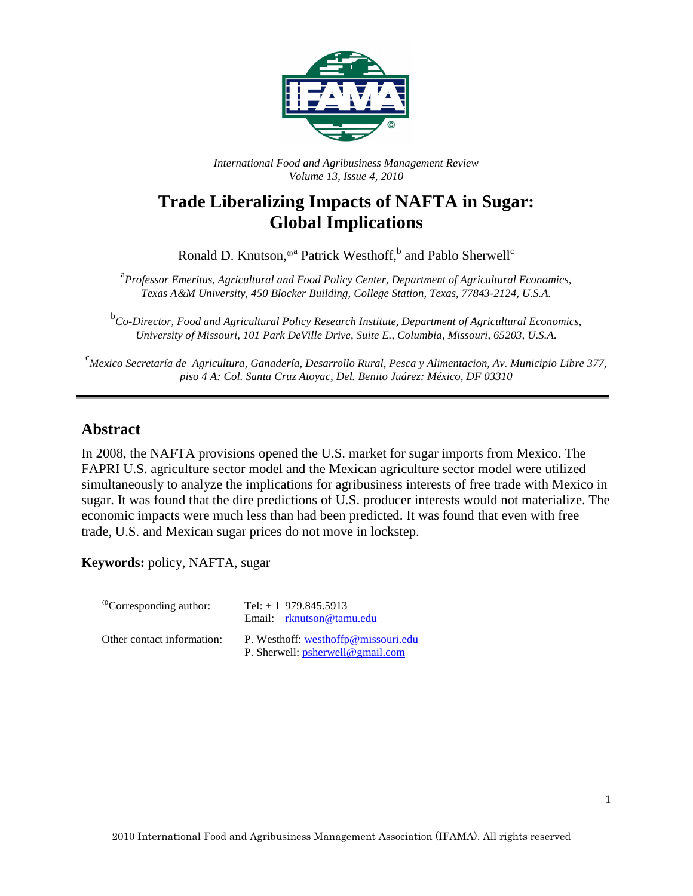*International Food and Agribusiness Management Review*
*Volume 13, Issue 4, 2010*

# Trade Liberalizing Impacts of NAFTA in Sugar: Global Implications

Ronald D. Knutson,[ⓘa] Patrick Westhoff,[b] and Pablo Sherwell[c]

[a] *Professor Emeritus, Agricultural and Food Policy Center, Department of Agricultural Economics, Texas A&M University, 450 Blocker Building, College Station, Texas, 77843-2124, U.S.A.*

[b] *Co-Director, Food and Agricultural Policy Research Institute, Department of Agricultural Economics, University of Missouri, 101 Park DeVille Drive, Suite E., Columbia, Missouri, 65203, U.S.A.*

[c] *Mexico Secretaría de Agricultura, Ganadería, Desarrollo Rural, Pesca y Alimentacion, Av. Municipio Libre 377, piso 4 A: Col. Santa Cruz Atoyac, Del. Benito Juárez: México, DF 03310*

---

## Abstract

In 2008, the NAFTA provisions opened the U.S. market for sugar imports from Mexico. The FAPRI U.S. agriculture sector model and the Mexican agriculture sector model were utilized simultaneously to analyze the implications for agribusiness interests of free trade with Mexico in sugar. It was found that the dire predictions of U.S. producer interests would not materialize. The economic impacts were much less than had been predicted. It was found that even with free trade, U.S. and Mexican sugar prices do not move in lockstep.

**Keywords:** policy, NAFTA, sugar

---

| ⓘCorresponding author: | Tel: + 1 979.845.5913<br>Email: rknutson@tamu.edu |
|---|---|
| Other contact information: | P. Westhoff: westhoffp@missouri.edu<br>P. Sherwell: psherwell@gmail.com |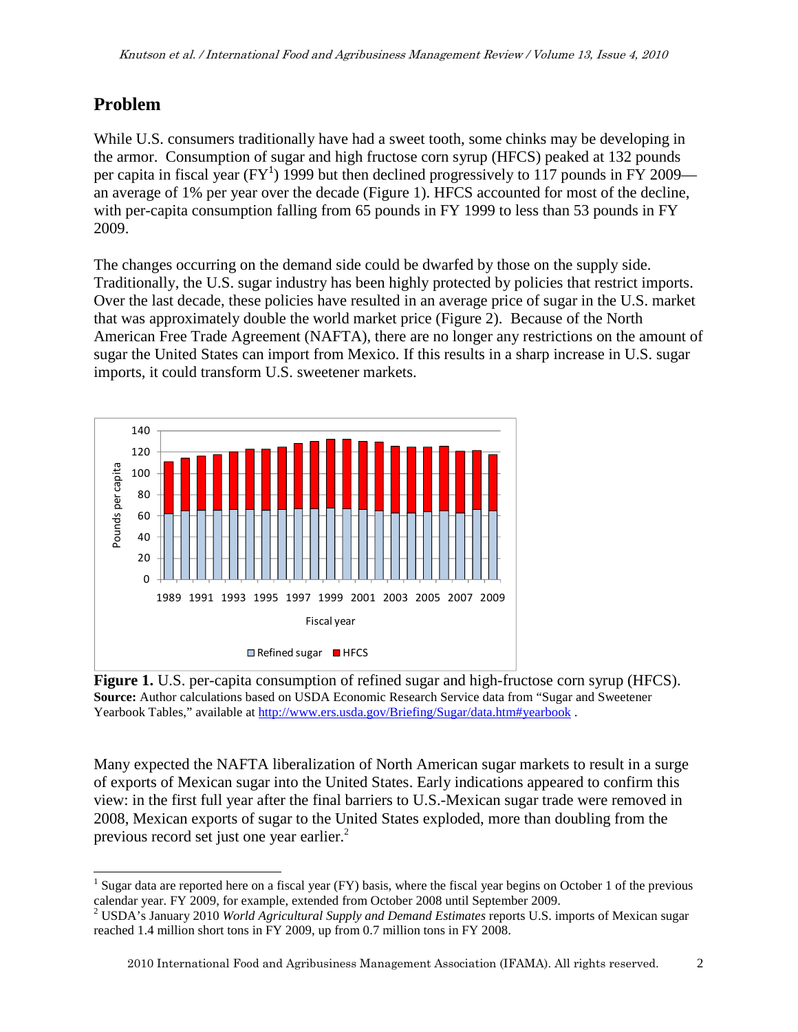## Problem

While U.S. consumers traditionally have had a sweet tooth, some chinks may be developing in the armor. Consumption of sugar and high fructose corn syrup (HFCS) peaked at 132 pounds per capita in fiscal year (FY[1]) 1999 but then declined progressively to 117 pounds in FY 2009—an average of 1% per year over the decade (Figure 1). HFCS accounted for most of the decline, with per-capita consumption falling from 65 pounds in FY 1999 to less than 53 pounds in FY 2009.

The changes occurring on the demand side could be dwarfed by those on the supply side. Traditionally, the U.S. sugar industry has been highly protected by policies that restrict imports. Over the last decade, these policies have resulted in an average price of sugar in the U.S. market that was approximately double the world market price (Figure 2). Because of the North American Free Trade Agreement (NAFTA), there are no longer any restrictions on the amount of sugar the United States can import from Mexico. If this results in a sharp increase in U.S. sugar imports, it could transform U.S. sweetener markets.

**Figure 1.** U.S. per-capita consumption of refined sugar and high-fructose corn syrup (HFCS).
**Source:** Author calculations based on USDA Economic Research Service data from "Sugar and Sweetener Yearbook Tables," available at http://www.ers.usda.gov/Briefing/Sugar/data.htm#yearbook .

Many expected the NAFTA liberalization of North American sugar markets to result in a surge of exports of Mexican sugar into the United States. Early indications appeared to confirm this view: in the first full year after the final barriers to U.S.-Mexican trade were removed in 2008, Mexican exports of sugar to the United States exploded, more than doubling from the previous record set just one year earlier.[2]

---

[1] Sugar data are reported here on a fiscal year (FY) basis, where the fiscal year begins on October 1 of the previous calendar year. FY 2009, for example, extended from October 2008 until September 2009.

[2] USDA's January 2010 *World Agricultural Supply and Demand Estimates* reports U.S. imports of Mexican sugar reached 1.4 million short tons in FY 2009, up from 0.7 million tons in FY 2008.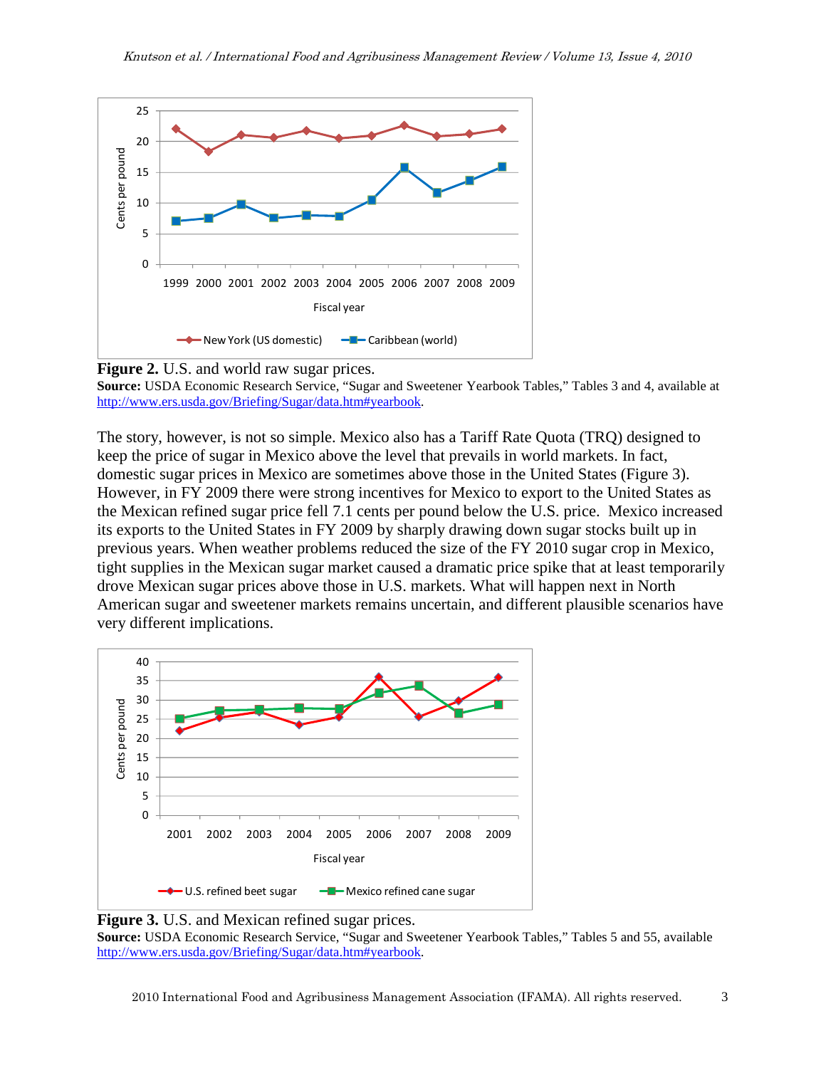**Figure 2.** U.S. and world raw sugar prices.
**Source:** USDA Economic Research Service, "Sugar and Sweetener Yearbook Tables," Tables 3 and 4, available at http://www.ers.usda.gov/Briefing/Sugar/data.htm#yearbook.

The story, however, is not so simple. Mexico also has a Tariff Rate Quota (TRQ) designed to keep the price of sugar in Mexico above the level that prevails in world markets. In fact, domestic sugar prices in Mexico are sometimes above those in the United States (Figure 3). However, in FY 2009 there were strong incentives for Mexico to export to the United States as the Mexican refined sugar price fell 7.1 cents per pound below the U.S. price. Mexico increased its exports to the United States in FY 2009 by sharply drawing down sugar stocks built up in previous years. When weather problems reduced the size of the FY 2010 sugar crop in Mexico, tight supplies in the Mexican sugar market caused a dramatic price spike that at least temporarily drove Mexican sugar prices above those in U.S. markets. What will happen next in North American sugar and sweetener markets remains uncertain, and different plausible scenarios have very different implications.

**Figure 3.** U.S. and Mexican refined sugar prices.
**Source:** USDA Economic Research Service, "Sugar and Sweetener Yearbook Tables," Tables 5 and 55, available http://www.ers.usda.gov/Briefing/Sugar/data.htm#yearbook.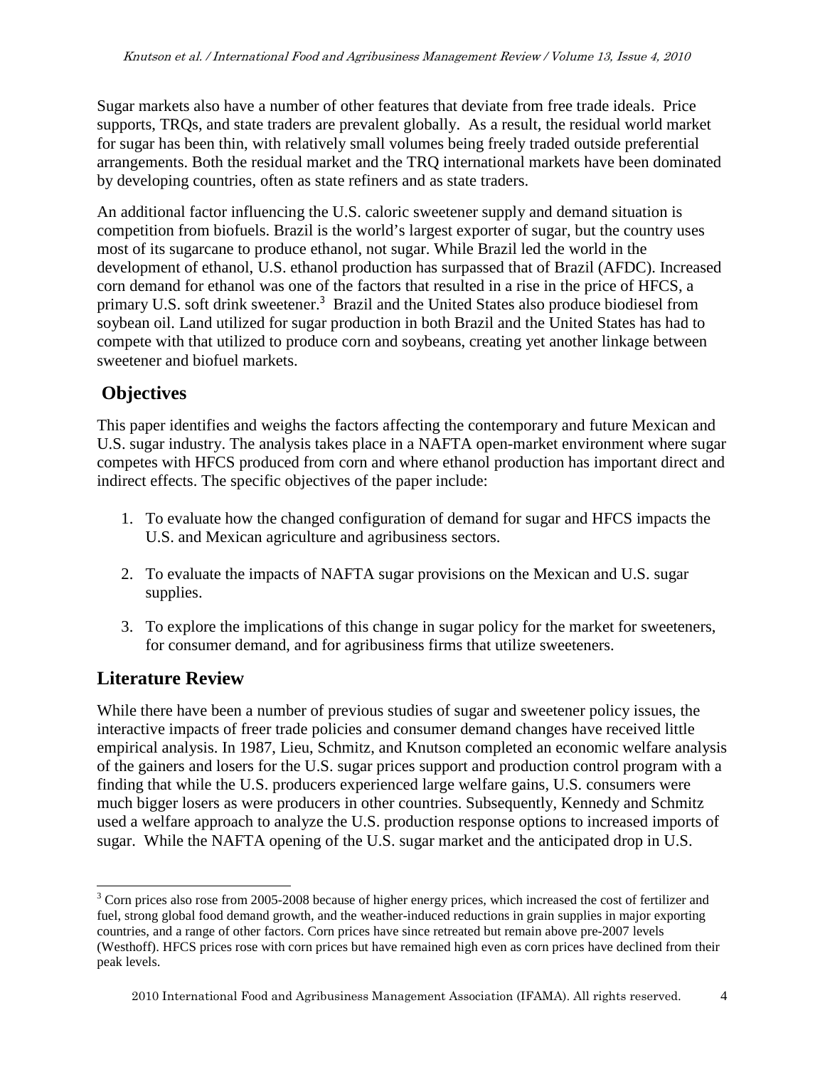Sugar markets also have a number of other features that deviate from free trade ideals. Price supports, TRQs, and state traders are prevalent globally. As a result, the residual world market for sugar has been thin, with relatively small volumes being freely traded outside preferential arrangements. Both the residual market and the TRQ international markets have been dominated by developing countries, often as state refiners and as state traders.

An additional factor influencing the U.S. caloric sweetener supply and demand situation is competition from biofuels. Brazil is the world's largest exporter of sugar, but the country uses most of its sugarcane to produce ethanol, not sugar. While Brazil led the world in the development of ethanol, U.S. ethanol production has surpassed that of Brazil (AFDC). Increased corn demand for ethanol was one of the factors that resulted in a rise in the price of HFCS, a primary U.S. soft drink sweetener.[3] Brazil and the United States also produce biodiesel from soybean oil. Land utilized for sugar production in both Brazil and the United States has had to compete with that utilized to produce corn and soybeans, creating yet another linkage between sweetener and biofuel markets.

## Objectives

This paper identifies and weighs the factors affecting the contemporary and future Mexican and U.S. sugar industry. The analysis takes place in a NAFTA open-market environment where sugar competes with HFCS produced from corn and where ethanol production has important direct and indirect effects. The specific objectives of the paper include:

1. To evaluate how the changed configuration of demand for sugar and HFCS impacts the U.S. and Mexican agriculture and agribusiness sectors.

2. To evaluate the impacts of NAFTA sugar provisions on the Mexican and U.S. sugar supplies.

3. To explore the implications of this change in sugar policy for the market for sweeteners, for consumer demand, and for agribusiness firms that utilize sweeteners.

## Literature Review

While there have been a number of previous studies of sugar and sweetener policy issues, the interactive impacts of freer trade policies and consumer demand changes have received little empirical analysis. In 1987, Lieu, Schmitz, and Knutson completed an economic welfare analysis of the gainers and losers for the U.S. sugar prices support and production control program with a finding that while the U.S. producers experienced large welfare gains, U.S. consumers were much bigger losers as were producers in other countries. Subsequently, Kennedy and Schmitz used a welfare approach to analyze the U.S. production response options to increased imports of sugar. While the NAFTA opening of the U.S. sugar market and the anticipated drop in U.S.

---

[3] Corn prices also rose from 2005-2008 because of higher energy prices, which increased the cost of fertilizer and fuel, strong global food demand growth, and the weather-induced reductions in grain supplies in major exporting countries, and a range of other factors. Corn prices have since retreated but remain above pre-2007 levels (Westhoff). HFCS prices rose with corn prices but have remained high even as corn prices have declined from their peak levels.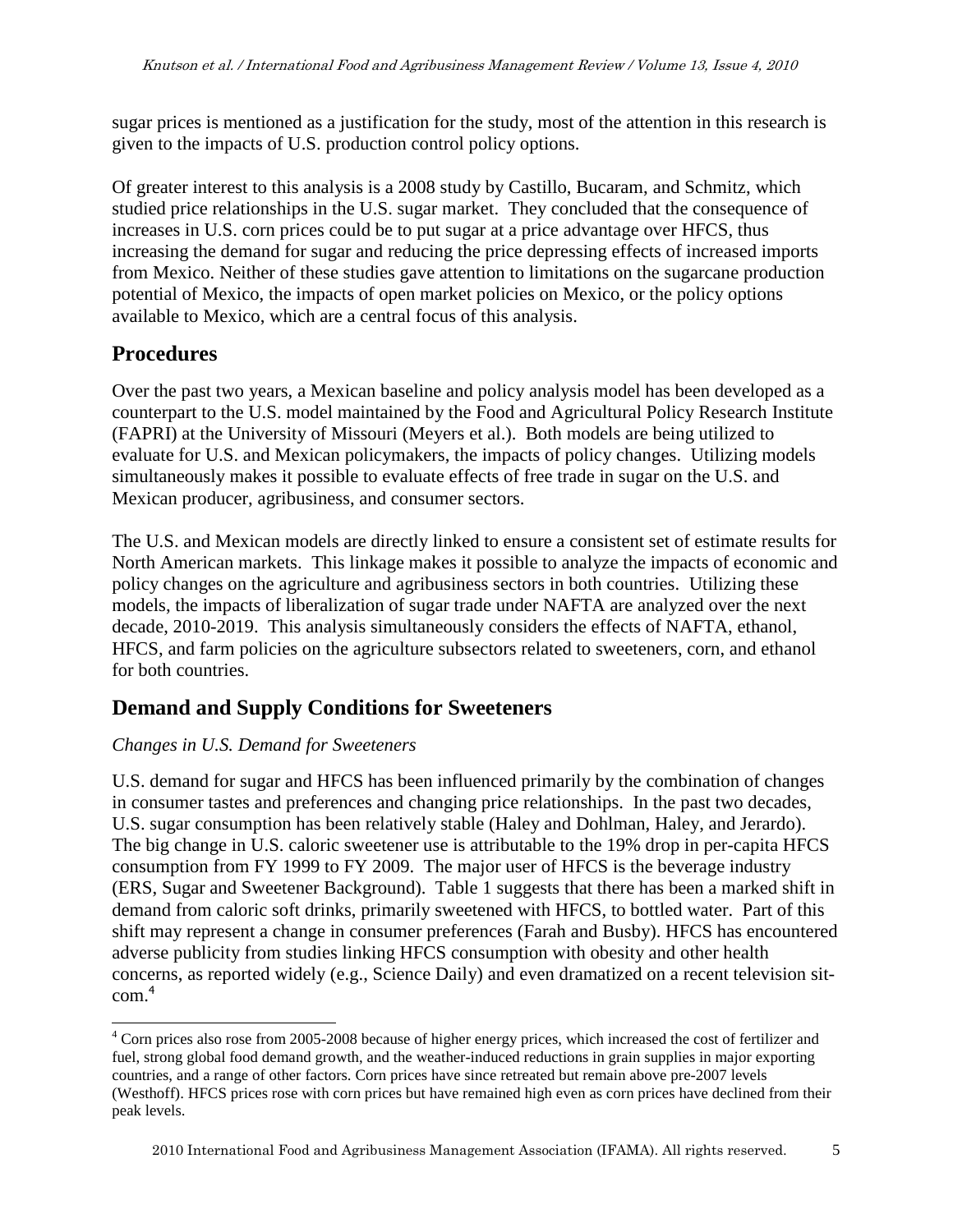sugar prices is mentioned as a justification for the study, most of the attention in this research is given to the impacts of U.S. production control policy options.

Of greater interest to this analysis is a 2008 study by Castillo, Bucaram, and Schmitz, which studied price relationships in the U.S. sugar market. They concluded that the consequence of increases in U.S. corn prices could be to put sugar at a price advantage over HFCS, thus increasing the demand for sugar and reducing the price depressing effects of increased imports from Mexico. Neither of these studies gave attention to limitations on the sugarcane production potential of Mexico, the impacts of open market policies on Mexico, or the policy options available to Mexico, which are a central focus of this analysis.

## Procedures

Over the past two years, a Mexican baseline and policy analysis model has been developed as a counterpart to the U.S. model maintained by the Food and Agricultural Policy Research Institute (FAPRI) at the University of Missouri (Meyers et al.). Both models are being utilized to evaluate for U.S. and Mexican policymakers, the impacts of policy changes. Utilizing models simultaneously makes it possible to evaluate effects of free trade in sugar on the U.S. and Mexican producer, agribusiness, and consumer sectors.

The U.S. and Mexican models are directly linked to ensure a consistent set of estimate results for North American markets. This linkage makes it possible to analyze the impacts of economic and policy changes on the agriculture and agribusiness sectors in both countries. Utilizing these models, the impacts of liberalization of sugar trade under NAFTA are analyzed over the next decade, 2010-2019. This analysis simultaneously considers the effects of NAFTA, ethanol, HFCS, and farm policies on the agriculture subsectors related to sweeteners, corn, and ethanol for both countries.

## Demand and Supply Conditions for Sweeteners

### *Changes in U.S. Demand for Sweeteners*

U.S. demand for sugar and HFCS has been influenced primarily by the combination of changes in consumer tastes and preferences and changing price relationships. In the past two decades, U.S. sugar consumption has been relatively stable (Haley and Dohlman, Haley, and Jerardo). The big change in U.S. caloric sweetener use is attributable to the 19% drop in per-capita HFCS consumption from FY 1999 to FY 2009. The major user of HFCS is the beverage industry (ERS, Sugar and Sweetener Background). Table 1 suggests that there has been a marked shift in demand from caloric soft drinks, primarily sweetened with HFCS, to bottled water. Part of this shift may represent a change in consumer preferences (Farah and Busby). HFCS has encountered adverse publicity from studies linking HFCS consumption with obesity and other health concerns, as reported widely (e.g., Science Daily) and even dramatized on a recent television sit-com.[4]

---

[4] Corn prices also rose from 2005-2008 because of higher energy prices, which increased the cost of fertilizer and fuel, strong global food demand growth, and the weather-induced reductions in grain supplies in major exporting countries, and a range of other factors. Corn prices have since retreated but remain above pre-2007 levels (Westhoff). HFCS prices rose with corn prices but have remained high even as corn prices have declined from their peak levels.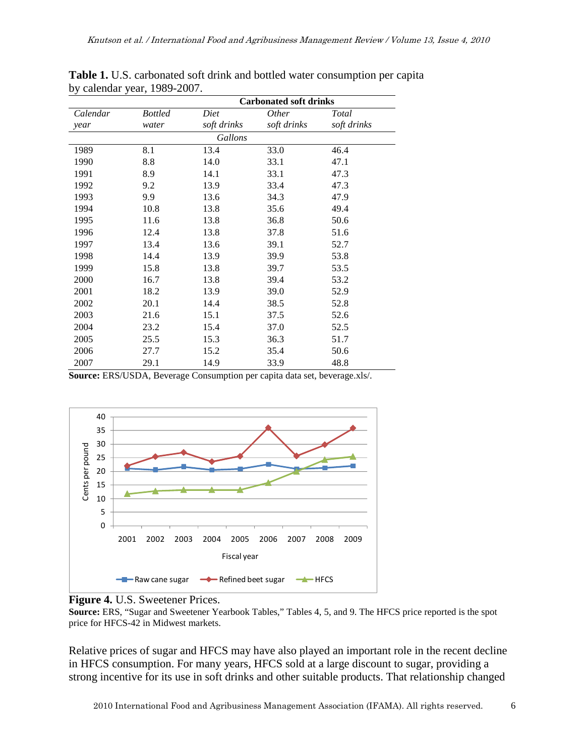**Table 1.** U.S. carbonated soft drink and bottled water consumption per capita by calendar year, 1989-2007.

| | | Carbonated soft drinks | | |
|---|---|---|---|---|
| *Calendar year* | *Bottled water* | *Diet soft drinks* | *Other soft drinks* | *Total soft drinks* |
| | | *Gallons* | | |
| 1989 | 8.1 | 13.4 | 33.0 | 46.4 |
| 1990 | 8.8 | 14.0 | 33.1 | 47.1 |
| 1991 | 8.9 | 14.1 | 33.1 | 47.3 |
| 1992 | 9.2 | 13.9 | 33.4 | 47.3 |
| 1993 | 9.9 | 13.6 | 34.3 | 47.9 |
| 1994 | 10.8 | 13.8 | 35.6 | 49.4 |
| 1995 | 11.6 | 13.8 | 36.8 | 50.6 |
| 1996 | 12.4 | 13.8 | 37.8 | 51.6 |
| 1997 | 13.4 | 13.6 | 39.1 | 52.7 |
| 1998 | 14.4 | 13.9 | 39.9 | 53.8 |
| 1999 | 15.8 | 13.8 | 39.7 | 53.5 |
| 2000 | 16.7 | 13.8 | 39.4 | 53.2 |
| 2001 | 18.2 | 13.9 | 39.0 | 52.9 |
| 2002 | 20.1 | 14.4 | 38.5 | 52.8 |
| 2003 | 21.6 | 15.1 | 37.5 | 52.6 |
| 2004 | 23.2 | 15.4 | 37.0 | 52.5 |
| 2005 | 25.5 | 15.3 | 36.3 | 51.7 |
| 2006 | 27.7 | 15.2 | 35.4 | 50.6 |
| 2007 | 29.1 | 14.9 | 33.9 | 48.8 |

**Source:** ERS/USDA, Beverage Consumption per capita data set, beverage.xls/.

**Figure 4.** U.S. Sweetener Prices.
**Source:** ERS, "Sugar and Sweetener Yearbook Tables," Tables 4, 5, and 9. The HFCS price reported is the spot price for HFCS-42 in Midwest markets.

Relative prices of sugar and HFCS may have also played an important role in the recent decline in HFCS consumption. For many years, HFCS sold at a large discount to sugar, providing a strong incentive for its use in soft drinks and other suitable products. That relationship changed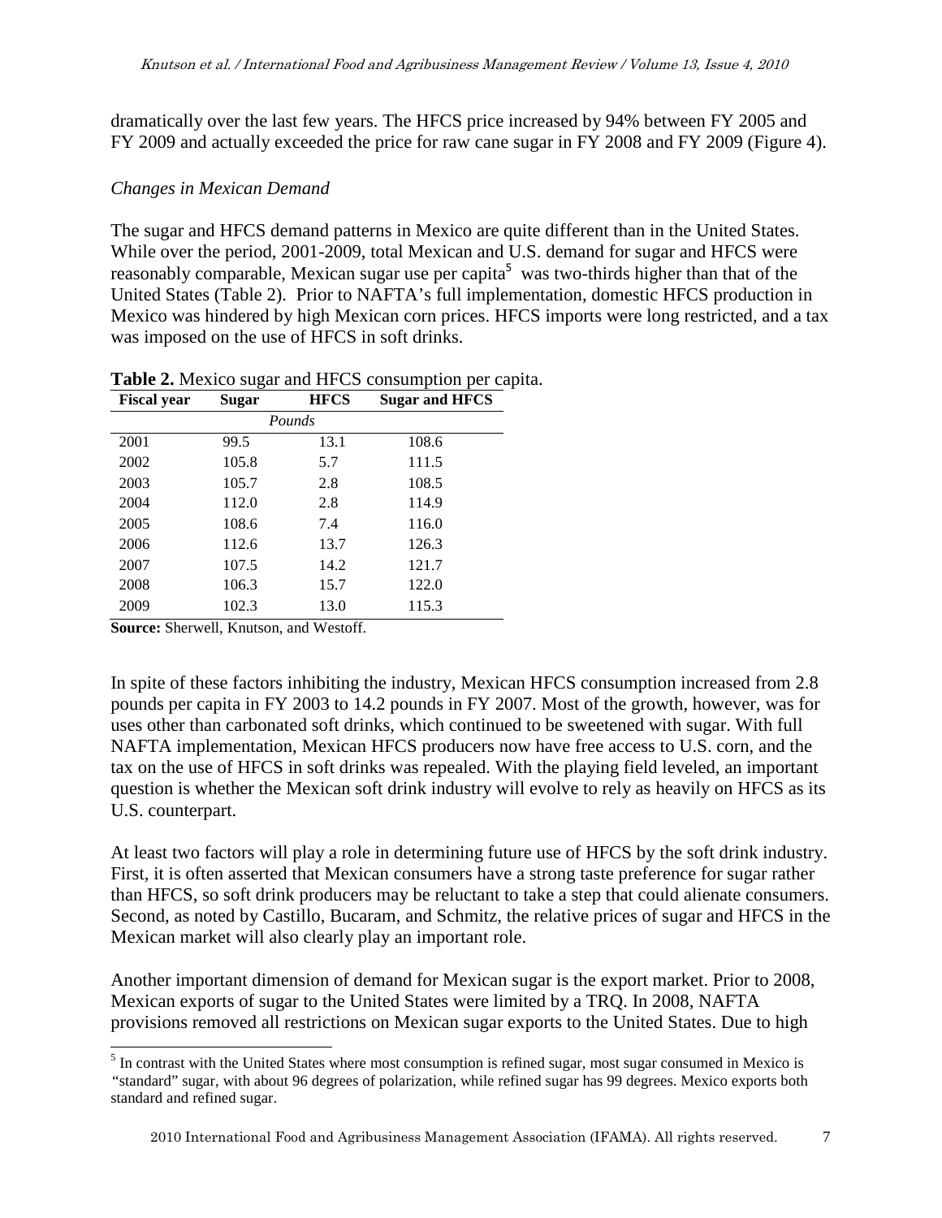dramatically over the last few years. The HFCS price increased by 94% between FY 2005 and FY 2009 and actually exceeded the price for raw cane sugar in FY 2008 and FY 2009 (Figure 4).

*Changes in Mexican Demand*

The sugar and HFCS demand patterns in Mexico are quite different than in the United States. While over the period, 2001-2009, total Mexican and U.S. demand for sugar and HFCS were reasonably comparable, Mexican sugar use per capita[5] was two-thirds higher than that of the United States (Table 2). Prior to NAFTA's full implementation, domestic HFCS production in Mexico was hindered by high Mexican corn prices. HFCS imports were long restricted, and a tax was imposed on the use of HFCS in soft drinks.

**Table 2.** Mexico sugar and HFCS consumption per capita.

| Fiscal year | Sugar | HFCS | Sugar and HFCS |
|---|---|---|---|
| | *Pounds* | | |
| 2001 | 99.5 | 13.1 | 108.6 |
| 2002 | 105.8 | 5.7 | 111.5 |
| 2003 | 105.7 | 2.8 | 108.5 |
| 2004 | 112.0 | 2.8 | 114.9 |
| 2005 | 108.6 | 7.4 | 116.0 |
| 2006 | 112.6 | 13.7 | 126.3 |
| 2007 | 107.5 | 14.2 | 121.7 |
| 2008 | 106.3 | 15.7 | 122.0 |
| 2009 | 102.3 | 13.0 | 115.3 |

**Source:** Sherwell, Knutson, and Westoff.

In spite of these factors inhibiting the industry, Mexican HFCS consumption increased from 2.8 pounds per capita in FY 2003 to 14.2 pounds in FY 2007. Most of the growth, however, was for uses other than carbonated soft drinks, which continued to be sweetened with sugar. With full NAFTA implementation, Mexican HFCS producers now have free access to U.S. corn, and the tax on the use of HFCS in soft drinks was repealed. With the playing field leveled, an important question is whether the Mexican soft drink industry will evolve to rely as heavily on HFCS as its U.S. counterpart.

At least two factors will play a role in determining future use of HFCS by the soft drink industry. First, it is often asserted that Mexican consumers have a strong taste preference for sugar rather than HFCS, so soft drink producers may be reluctant to take a step that could alienate consumers. Second, as noted by Castillo, Bucaram, and Schmitz, the relative prices of sugar and HFCS in the Mexican market will also clearly play an important role.

Another important dimension of demand for Mexican sugar is the export market. Prior to 2008, Mexican exports of sugar to the United States were limited by a TRQ. In 2008, NAFTA provisions removed all restrictions on Mexican sugar exports to the United States. Due to high

[5] In contrast with the United States where most consumption is refined sugar, most sugar consumed in Mexico is "standard" sugar, with about 96 degrees of polarization, while refined sugar has 99 degrees. Mexico exports both standard and refined sugar.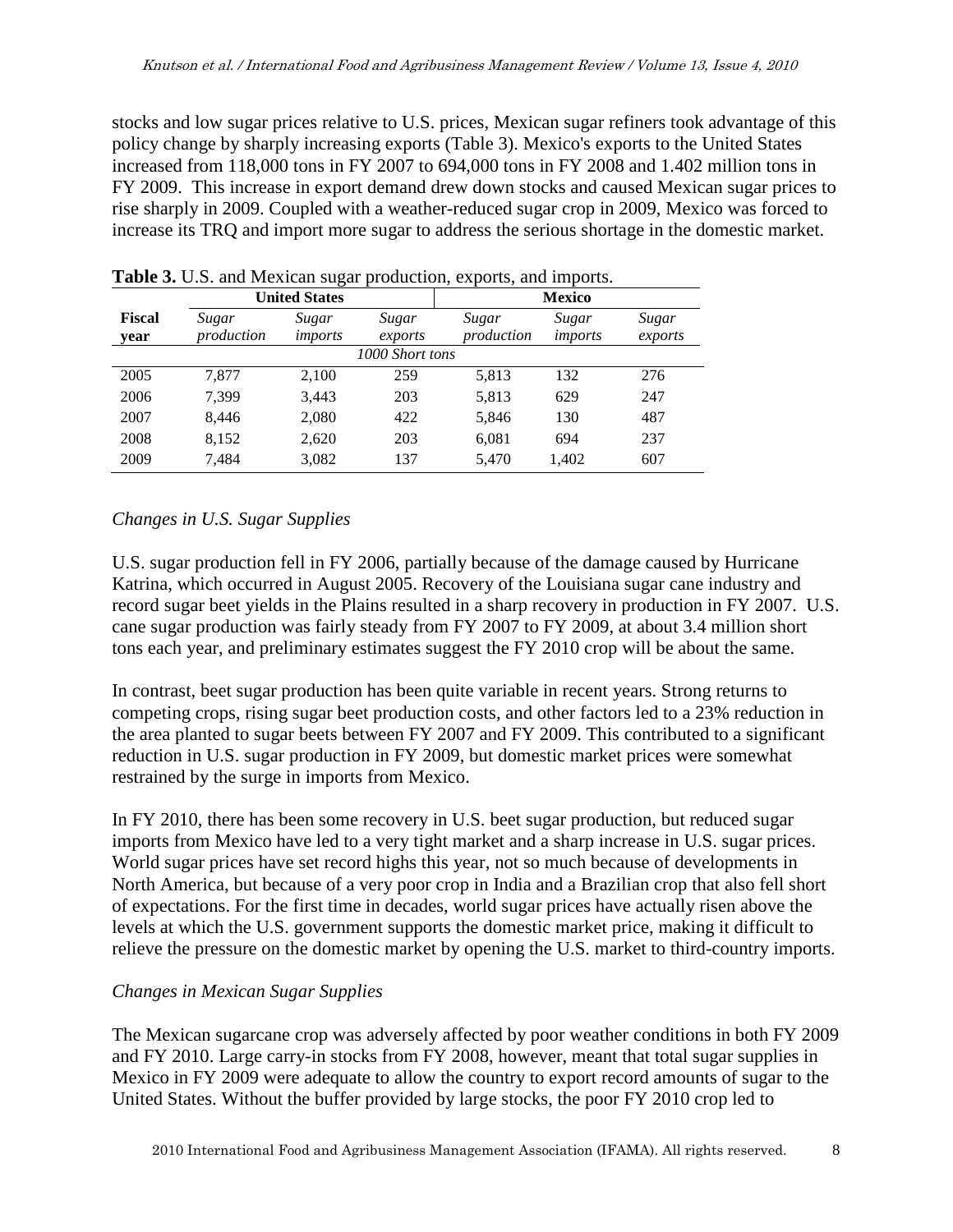stocks and low sugar prices relative to U.S. prices, Mexican sugar refiners took advantage of this policy change by sharply increasing exports (Table 3). Mexico's exports to the United States increased from 118,000 tons in FY 2007 to 694,000 tons in FY 2008 and 1.402 million tons in FY 2009. This increase in export demand drew down stocks and caused Mexican sugar prices to rise sharply in 2009. Coupled with a weather-reduced sugar crop in 2009, Mexico was forced to increase its TRQ and import more sugar to address the serious shortage in the domestic market.

**Table 3.** U.S. and Mexican sugar production, exports, and imports.

| | United States | | | Mexico | | |
|---|---|---|---|---|---|---|
| **Fiscal year** | *Sugar production* | *Sugar imports* | *Sugar exports* | *Sugar production* | *Sugar imports* | *Sugar exports* |
| | | | *1000 Short tons* | | | |
| 2005 | 7,877 | 2,100 | 259 | 5,813 | 132 | 276 |
| 2006 | 7,399 | 3,443 | 203 | 5,813 | 629 | 247 |
| 2007 | 8,446 | 2,080 | 422 | 5,846 | 130 | 487 |
| 2008 | 8,152 | 2,620 | 203 | 6,081 | 694 | 237 |
| 2009 | 7,484 | 3,082 | 137 | 5,470 | 1,402 | 607 |

*Changes in U.S. Sugar Supplies*

U.S. sugar production fell in FY 2006, partially because of the damage caused by Hurricane Katrina, which occurred in August 2005. Recovery of the Louisiana sugar cane industry and record sugar beet yields in the Plains resulted in a sharp recovery in production in FY 2007. U.S. cane sugar production was fairly steady from FY 2007 to FY 2009, at about 3.4 million short tons each year, and preliminary estimates suggest the FY 2010 crop will be about the same.

In contrast, beet sugar production has been quite variable in recent years. Strong returns to competing crops, rising sugar beet production costs, and other factors led to a 23% reduction in the area planted to sugar beets between FY 2007 and FY 2009. This contributed to a significant reduction in U.S. sugar production in FY 2009, but domestic market prices were somewhat restrained by the surge in imports from Mexico.

In FY 2010, there has been some recovery in U.S. beet sugar production, but reduced sugar imports from Mexico have led to a very tight market and a sharp increase in U.S. sugar prices. World sugar prices have set record highs this year, not so much because of developments in North America, but because of a very poor crop in India and a Brazilian crop that also fell short of expectations. For the first time in decades, world sugar prices have actually risen above the levels at which the U.S. government supports the domestic market price, making it difficult to relieve the pressure on the domestic market by opening the U.S. market to third-country imports.

*Changes in Mexican Sugar Supplies*

The Mexican sugarcane crop was adversely affected by poor weather conditions in both FY 2009 and FY 2010. Large carry-in stocks from FY 2008, however, meant that total sugar supplies in Mexico in FY 2009 were adequate to allow the country to export record amounts of sugar to the United States. Without the buffer provided by large stocks, the poor FY 2010 crop led to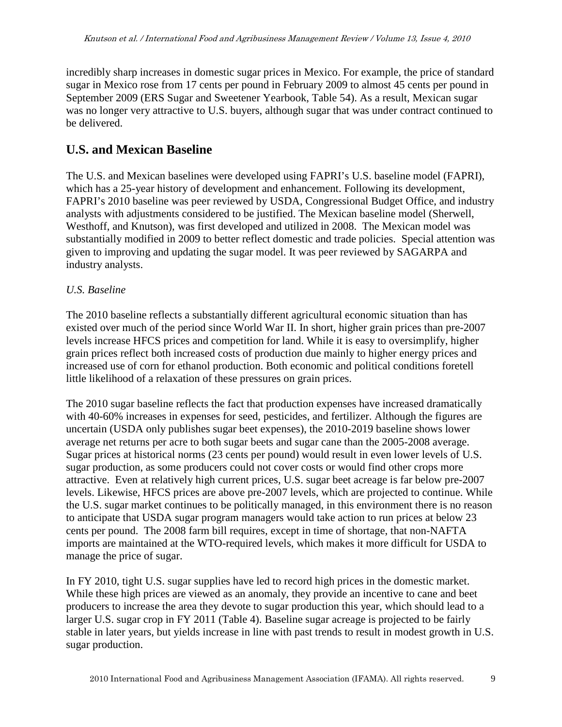incredibly sharp increases in domestic sugar prices in Mexico. For example, the price of standard sugar in Mexico rose from 17 cents per pound in February 2009 to almost 45 cents per pound in September 2009 (ERS Sugar and Sweetener Yearbook, Table 54). As a result, Mexican sugar was no longer very attractive to U.S. buyers, although sugar that was under contract continued to be delivered.

## U.S. and Mexican Baseline

The U.S. and Mexican baselines were developed using FAPRI's U.S. baseline model (FAPRI), which has a 25-year history of development and enhancement. Following its development, FAPRI's 2010 baseline was peer reviewed by USDA, Congressional Budget Office, and industry analysts with adjustments considered to be justified. The Mexican baseline model (Sherwell, Westhoff, and Knutson), was first developed and utilized in 2008. The Mexican model was substantially modified in 2009 to better reflect domestic and trade policies. Special attention was given to improving and updating the sugar model. It was peer reviewed by SAGARPA and industry analysts.

### *U.S. Baseline*

The 2010 baseline reflects a substantially different agricultural economic situation than has existed over much of the period since World War II. In short, higher grain prices than pre-2007 levels increase HFCS prices and competition for land. While it is easy to oversimplify, higher grain prices reflect both increased costs of production due mainly to higher energy prices and increased use of corn for ethanol production. Both economic and political conditions foretell little likelihood of a relaxation of these pressures on grain prices.

The 2010 sugar baseline reflects the fact that production expenses have increased dramatically with 40-60% increases in expenses for seed, pesticides, and fertilizer. Although the figures are uncertain (USDA only publishes sugar beet expenses), the 2010-2019 baseline shows lower average net returns per acre to both sugar beets and sugar cane than the 2005-2008 average. Sugar prices at historical norms (23 cents per pound) would result in even lower levels of U.S. sugar production, as some producers could not cover costs or would find other crops more attractive. Even at relatively high current prices, U.S. sugar beet acreage is far below pre-2007 levels. Likewise, HFCS prices are above pre-2007 levels, which are projected to continue. While the U.S. sugar market continues to be politically managed, in this environment there is no reason to anticipate that USDA sugar program managers would take action to run prices at below 23 cents per pound. The 2008 farm bill requires, except in time of shortage, that non-NAFTA imports are maintained at the WTO-required levels, which makes it more difficult for USDA to manage the price of sugar.

In FY 2010, tight U.S. sugar supplies have led to record high prices in the domestic market. While these high prices are viewed as an anomaly, they provide an incentive to cane and beet producers to increase the area they devote to sugar production this year, which should lead to a larger U.S. sugar crop in FY 2011 (Table 4). Baseline sugar acreage is projected to be fairly stable in later years, but yields increase in line with past trends to result in modest growth in U.S. sugar production.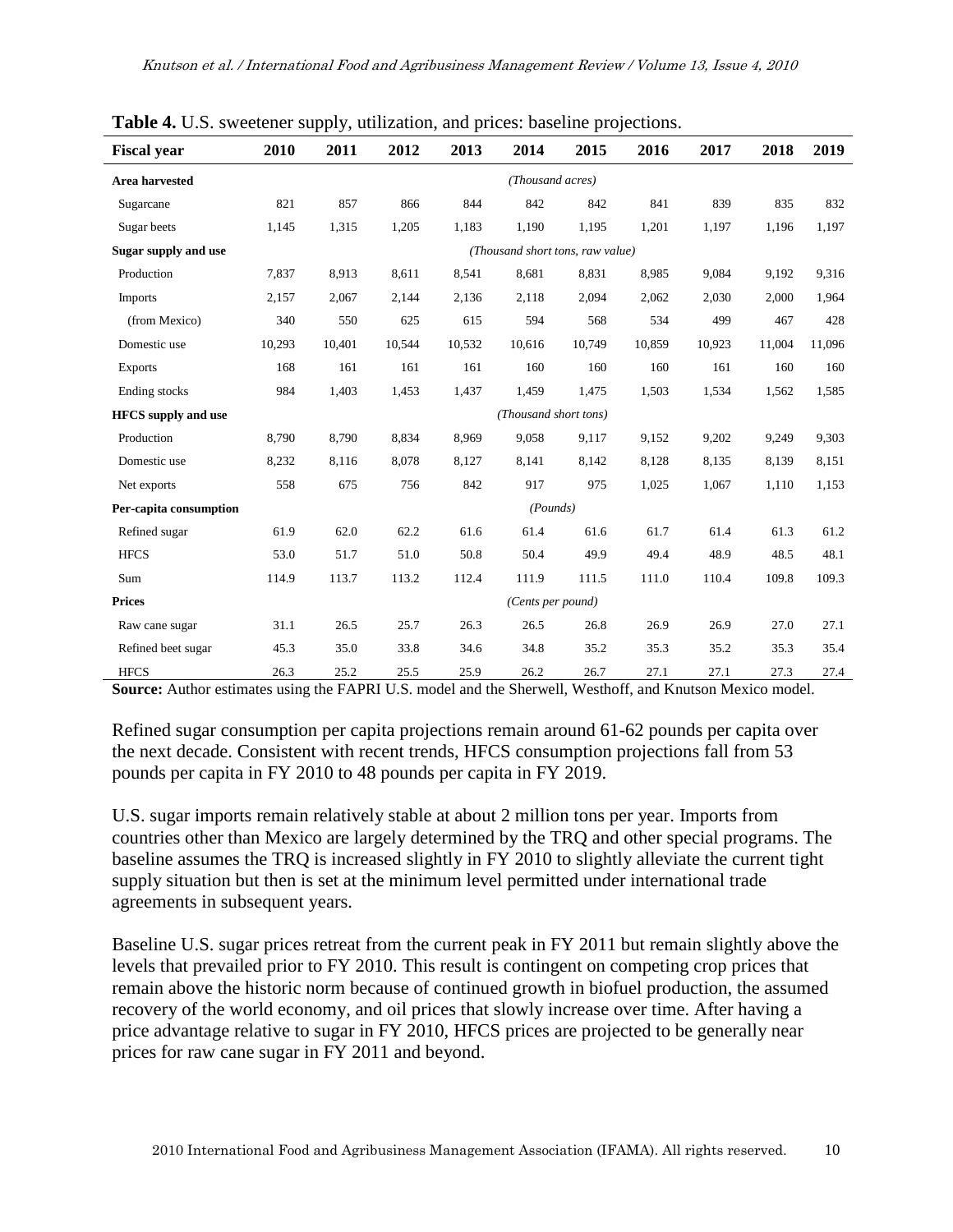**Table 4.** U.S. sweetener supply, utilization, and prices: baseline projections.

| Fiscal year | 2010 | 2011 | 2012 | 2013 | 2014 | 2015 | 2016 | 2017 | 2018 | 2019 |
|---|---|---|---|---|---|---|---|---|---|---|
| **Area harvested** | | | | | *(Thousand acres)* | | | | | |
| Sugarcane | 821 | 857 | 866 | 844 | 842 | 842 | 841 | 839 | 835 | 832 |
| Sugar beets | 1,145 | 1,315 | 1,205 | 1,183 | 1,190 | 1,195 | 1,201 | 1,197 | 1,196 | 1,197 |
| **Sugar supply and use** | | | | | *(Thousand short tons, raw value)* | | | | | |
| Production | 7,837 | 8,913 | 8,611 | 8,541 | 8,681 | 8,831 | 8,985 | 9,084 | 9,192 | 9,316 |
| Imports | 2,157 | 2,067 | 2,144 | 2,136 | 2,118 | 2,094 | 2,062 | 2,030 | 2,000 | 1,964 |
| (from Mexico) | 340 | 550 | 625 | 615 | 594 | 568 | 534 | 499 | 467 | 428 |
| Domestic use | 10,293 | 10,401 | 10,544 | 10,532 | 10,616 | 10,749 | 10,859 | 10,923 | 11,004 | 11,096 |
| Exports | 168 | 161 | 161 | 161 | 160 | 160 | 160 | 161 | 160 | 160 |
| Ending stocks | 984 | 1,403 | 1,453 | 1,437 | 1,459 | 1,475 | 1,503 | 1,534 | 1,562 | 1,585 |
| **HFCS supply and use** | | | | | *(Thousand short tons)* | | | | | |
| Production | 8,790 | 8,790 | 8,834 | 8,969 | 9,058 | 9,117 | 9,152 | 9,202 | 9,249 | 9,303 |
| Domestic use | 8,232 | 8,116 | 8,078 | 8,127 | 8,141 | 8,142 | 8,128 | 8,135 | 8,139 | 8,151 |
| Net exports | 558 | 675 | 756 | 842 | 917 | 975 | 1,025 | 1,067 | 1,110 | 1,153 |
| **Per-capita consumption** | | | | | *(Pounds)* | | | | | |
| Refined sugar | 61.9 | 62.0 | 62.2 | 61.6 | 61.4 | 61.6 | 61.7 | 61.4 | 61.3 | 61.2 |
| HFCS | 53.0 | 51.7 | 51.0 | 50.8 | 50.4 | 49.9 | 49.4 | 48.9 | 48.5 | 48.1 |
| Sum | 114.9 | 113.7 | 113.2 | 112.4 | 111.9 | 111.5 | 111.0 | 110.4 | 109.8 | 109.3 |
| **Prices** | | | | | *(Cents per pound)* | | | | | |
| Raw cane sugar | 31.1 | 26.5 | 25.7 | 26.3 | 26.5 | 26.8 | 26.9 | 26.9 | 27.0 | 27.1 |
| Refined beet sugar | 45.3 | 35.0 | 33.8 | 34.6 | 34.8 | 35.2 | 35.3 | 35.2 | 35.3 | 35.4 |
| HFCS | 26.3 | 25.2 | 25.5 | 25.9 | 26.2 | 26.7 | 27.1 | 27.1 | 27.3 | 27.4 |

**Source:** Author estimates using the FAPRI U.S. model and the Sherwell, Westhoff, and Knutson Mexico model.

Refined sugar consumption per capita projections remain around 61-62 pounds per capita over the next decade. Consistent with recent trends, HFCS consumption projections fall from 53 pounds per capita in FY 2010 to 48 pounds per capita in FY 2019.

U.S. sugar imports remain relatively stable at about 2 million tons per year. Imports from countries other than Mexico are largely determined by the TRQ and other special programs. The baseline assumes the TRQ is increased slightly in FY 2010 to slightly alleviate the current tight supply situation but then is set at the minimum level permitted under international trade agreements in subsequent years.

Baseline U.S. sugar prices retreat from the current peak in FY 2011 but remain slightly above the levels that prevailed prior to FY 2010. This result is contingent on competing crop prices that remain above the historic norm because of continued growth in biofuel production, the assumed recovery of the world economy, and oil prices that slowly increase over time. After having a price advantage relative to sugar in FY 2010, HFCS prices are projected to be generally near prices for raw cane sugar in FY 2011 and beyond.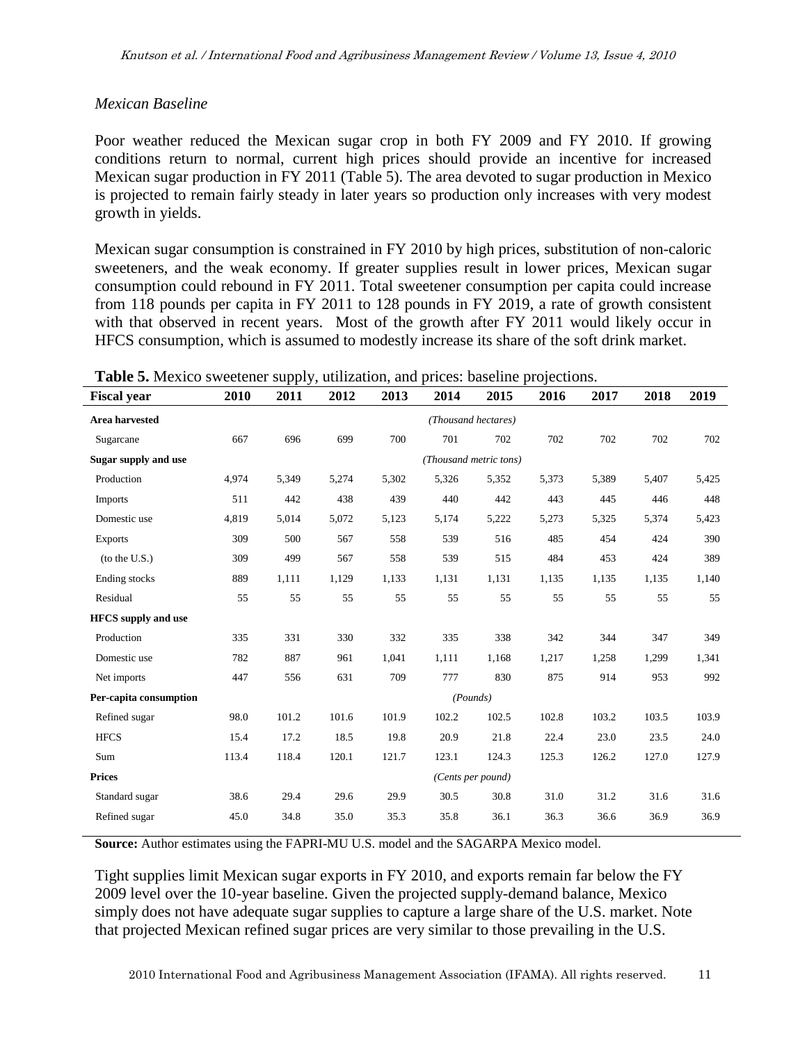*Mexican Baseline*

Poor weather reduced the Mexican sugar crop in both FY 2009 and FY 2010. If growing conditions return to normal, current high prices should provide an incentive for increased Mexican sugar production in FY 2011 (Table 5). The area devoted to sugar production in Mexico is projected to remain fairly steady in later years so production only increases with very modest growth in yields.

Mexican sugar consumption is constrained in FY 2010 by high prices, substitution of non-caloric sweeteners, and the weak economy. If greater supplies result in lower prices, Mexican sugar consumption could rebound in FY 2011. Total sweetener consumption per capita could increase from 118 pounds per capita in FY 2011 to 128 pounds in FY 2019, a rate of growth consistent with that observed in recent years. Most of the growth after FY 2011 would likely occur in HFCS consumption, which is assumed to modestly increase its share of the soft drink market.

**Table 5.** Mexico sweetener supply, utilization, and prices: baseline projections.

| Fiscal year | 2010 | 2011 | 2012 | 2013 | 2014 | 2015 | 2016 | 2017 | 2018 | 2019 |
|---|---|---|---|---|---|---|---|---|---|---|
| **Area harvested** | *(Thousand hectares)* | | | | | | | | | |
| Sugarcane | 667 | 696 | 699 | 700 | 701 | 702 | 702 | 702 | 702 | 702 |
| **Sugar supply and use** | *(Thousand metric tons)* | | | | | | | | | |
| Production | 4,974 | 5,349 | 5,274 | 5,302 | 5,326 | 5,352 | 5,373 | 5,389 | 5,407 | 5,425 |
| Imports | 511 | 442 | 438 | 439 | 440 | 442 | 443 | 445 | 446 | 448 |
| Domestic use | 4,819 | 5,014 | 5,072 | 5,123 | 5,174 | 5,222 | 5,273 | 5,325 | 5,374 | 5,423 |
| Exports | 309 | 500 | 567 | 558 | 539 | 516 | 485 | 454 | 424 | 390 |
| (to the U.S.) | 309 | 499 | 567 | 558 | 539 | 515 | 484 | 453 | 424 | 389 |
| Ending stocks | 889 | 1,111 | 1,129 | 1,133 | 1,131 | 1,131 | 1,135 | 1,135 | 1,135 | 1,140 |
| Residual | 55 | 55 | 55 | 55 | 55 | 55 | 55 | 55 | 55 | 55 |
| **HFCS supply and use** | | | | | | | | | | |
| Production | 335 | 331 | 330 | 332 | 335 | 338 | 342 | 344 | 347 | 349 |
| Domestic use | 782 | 887 | 961 | 1,041 | 1,111 | 1,168 | 1,217 | 1,258 | 1,299 | 1,341 |
| Net imports | 447 | 556 | 631 | 709 | 777 | 830 | 875 | 914 | 953 | 992 |
| **Per-capita consumption** | *(Pounds)* | | | | | | | | | |
| Refined sugar | 98.0 | 101.2 | 101.6 | 101.9 | 102.2 | 102.5 | 102.8 | 103.2 | 103.5 | 103.9 |
| HFCS | 15.4 | 17.2 | 18.5 | 19.8 | 20.9 | 21.8 | 22.4 | 23.0 | 23.5 | 24.0 |
| Sum | 113.4 | 118.4 | 120.1 | 121.7 | 123.1 | 124.3 | 125.3 | 126.2 | 127.0 | 127.9 |
| **Prices** | *(Cents per pound)* | | | | | | | | | |
| Standard sugar | 38.6 | 29.4 | 29.6 | 29.9 | 30.5 | 30.8 | 31.0 | 31.2 | 31.6 | 31.6 |
| Refined sugar | 45.0 | 34.8 | 35.0 | 35.3 | 35.8 | 36.1 | 36.3 | 36.6 | 36.9 | 36.9 |

**Source:** Author estimates using the FAPRI-MU U.S. model and the SAGARPA Mexico model.

Tight supplies limit Mexican sugar exports in FY 2010, and exports remain far below the FY 2009 level over the 10-year baseline. Given the projected supply-demand balance, Mexico simply does not have adequate sugar supplies to capture a large share of the U.S. market. Note that projected Mexican refined sugar prices are very similar to those prevailing in the U.S.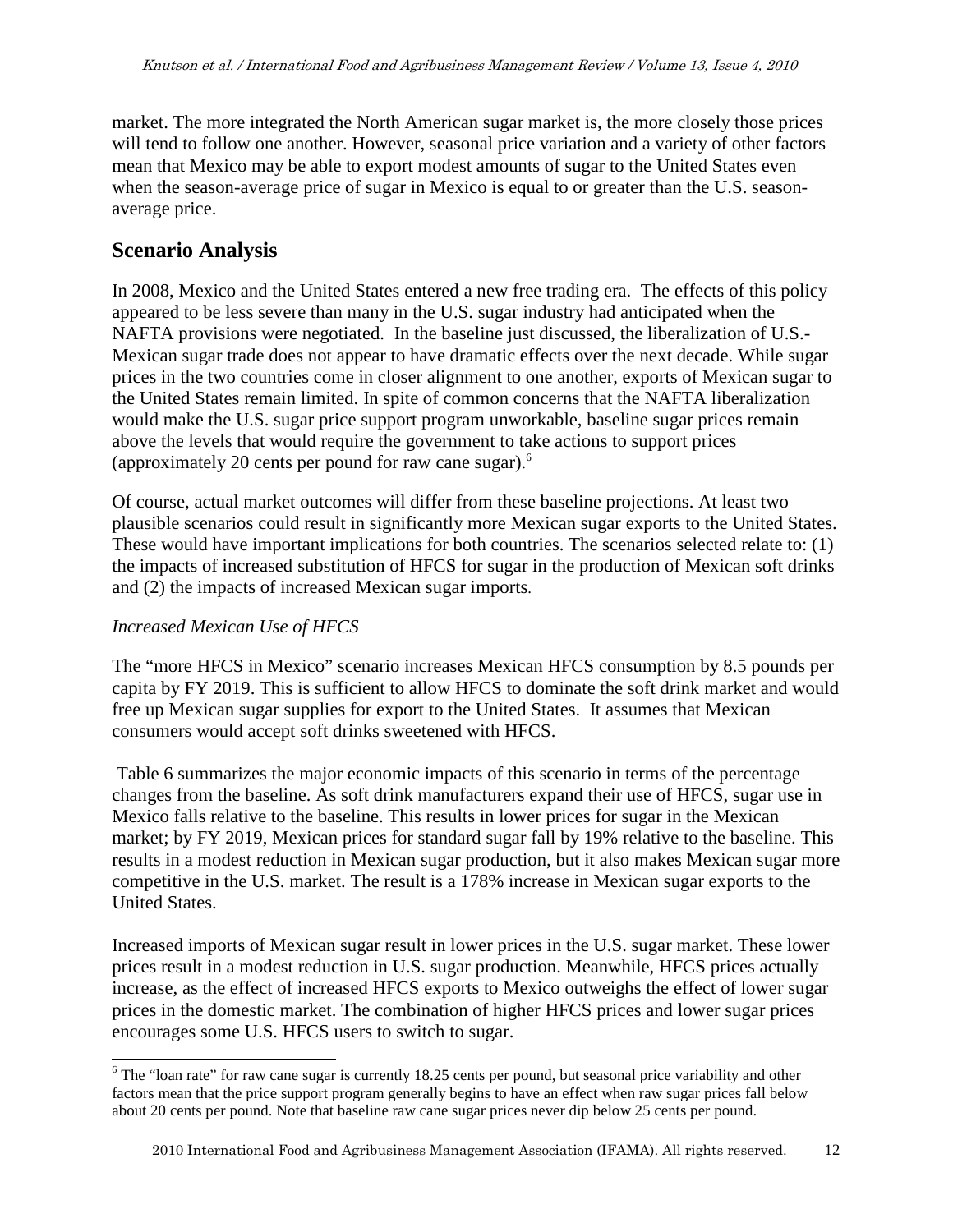market. The more integrated the North American sugar market is, the more closely those prices will tend to follow one another. However, seasonal price variation and a variety of other factors mean that Mexico may be able to export modest amounts of sugar to the United States even when the season-average price of sugar in Mexico is equal to or greater than the U.S. season-average price.

## Scenario Analysis

In 2008, Mexico and the United States entered a new free trading era. The effects of this policy appeared to be less severe than many in the U.S. sugar industry had anticipated when the NAFTA provisions were negotiated. In the baseline just discussed, the liberalization of U.S.-Mexican sugar trade does not appear to have dramatic effects over the next decade. While sugar prices in the two countries come in closer alignment to one another, exports of Mexican sugar to the United States remain limited. In spite of common concerns that the NAFTA liberalization would make the U.S. sugar price support program unworkable, baseline sugar prices remain above the levels that would require the government to take actions to support prices (approximately 20 cents per pound for raw cane sugar).[6]

Of course, actual market outcomes will differ from these baseline projections. At least two plausible scenarios could result in significantly more Mexican sugar exports to the United States. These would have important implications for both countries. The scenarios selected relate to: (1) the impacts of increased substitution of HFCS for sugar in the production of Mexican soft drinks and (2) the impacts of increased Mexican sugar imports.

*Increased Mexican Use of HFCS*

The "more HFCS in Mexico" scenario increases Mexican HFCS consumption by 8.5 pounds per capita by FY 2019. This is sufficient to allow HFCS to dominate the soft drink market and would free up Mexican sugar supplies for export to the United States. It assumes that Mexican consumers would accept soft drinks sweetened with HFCS.

Table 6 summarizes the major economic impacts of this scenario in terms of the percentage changes from the baseline. As soft drink manufacturers expand their use of HFCS, sugar use in Mexico falls relative to the baseline. This results in lower prices for sugar in the Mexican market; by FY 2019, Mexican prices for standard sugar fall by 19% relative to the baseline. This results in a modest reduction in Mexican sugar production, but it also makes Mexican sugar more competitive in the U.S. market. The result is a 178% increase in Mexican sugar exports to the United States.

Increased imports of Mexican sugar result in lower prices in the U.S. sugar market. These lower prices result in a modest reduction in U.S. sugar production. Meanwhile, HFCS prices actually increase, as the effect of increased HFCS exports to Mexico outweighs the effect of lower sugar prices in the domestic market. The combination of higher HFCS prices and lower sugar prices encourages some U.S. HFCS users to switch to sugar.

---

[6] The "loan rate" for raw cane sugar is currently 18.25 cents per pound, but seasonal price variability and other factors mean that the price support program generally begins to have an effect when raw sugar prices fall below about 20 cents per pound. Note that baseline raw cane sugar prices never dip below 25 cents per pound.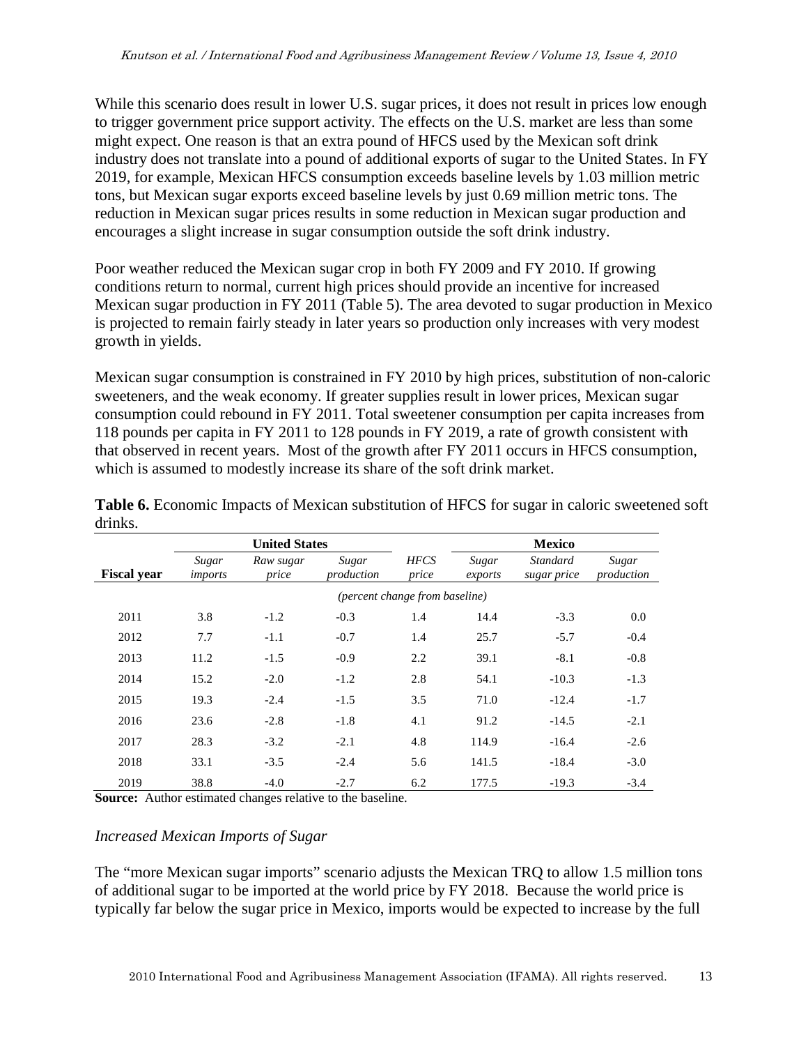While this scenario does result in lower U.S. sugar prices, it does not result in prices low enough to trigger government price support activity. The effects on the U.S. market are less than some might expect. One reason is that an extra pound of HFCS used by the Mexican soft drink industry does not translate into a pound of additional exports of sugar to the United States. In FY 2019, for example, Mexican HFCS consumption exceeds baseline levels by 1.03 million metric tons, but Mexican sugar exports exceed baseline levels by just 0.69 million metric tons. The reduction in Mexican sugar prices results in some reduction in Mexican sugar production and encourages a slight increase in sugar consumption outside the soft drink industry.

Poor weather reduced the Mexican sugar crop in both FY 2009 and FY 2010. If growing conditions return to normal, current high prices should provide an incentive for increased Mexican sugar production in FY 2011 (Table 5). The area devoted to sugar production in Mexico is projected to remain fairly steady in later years so production only increases with very modest growth in yields.

Mexican sugar consumption is constrained in FY 2010 by high prices, substitution of non-caloric sweeteners, and the weak economy. If greater supplies result in lower prices, Mexican sugar consumption could rebound in FY 2011. Total sweetener consumption per capita increases from 118 pounds per capita in FY 2011 to 128 pounds in FY 2019, a rate of growth consistent with that observed in recent years. Most of the growth after FY 2011 occurs in HFCS consumption, which is assumed to modestly increase its share of the soft drink market.

**Table 6.** Economic Impacts of Mexican substitution of HFCS for sugar in caloric sweetened soft drinks.

| | United States | | | | Mexico | | |
|---|---|---|---|---|---|---|---|
| **Fiscal year** | *Sugar imports* | *Raw sugar price* | *Sugar production* | *HFCS price* | *Sugar exports* | *Standard sugar price* | *Sugar production* |
| | | | | *(percent change from baseline)* | | | |
| 2011 | 3.8 | -1.2 | -0.3 | 1.4 | 14.4 | -3.3 | 0.0 |
| 2012 | 7.7 | -1.1 | -0.7 | 1.4 | 25.7 | -5.7 | -0.4 |
| 2013 | 11.2 | -1.5 | -0.9 | 2.2 | 39.1 | -8.1 | -0.8 |
| 2014 | 15.2 | -2.0 | -1.2 | 2.8 | 54.1 | -10.3 | -1.3 |
| 2015 | 19.3 | -2.4 | -1.5 | 3.5 | 71.0 | -12.4 | -1.7 |
| 2016 | 23.6 | -2.8 | -1.8 | 4.1 | 91.2 | -14.5 | -2.1 |
| 2017 | 28.3 | -3.2 | -2.1 | 4.8 | 114.9 | -16.4 | -2.6 |
| 2018 | 33.1 | -3.5 | -2.4 | 5.6 | 141.5 | -18.4 | -3.0 |
| 2019 | 38.8 | -4.0 | -2.7 | 6.2 | 177.5 | -19.3 | -3.4 |

**Source:** Author estimated changes relative to the baseline.

*Increased Mexican Imports of Sugar*

The "more Mexican sugar imports" scenario adjusts the Mexican TRQ to allow 1.5 million tons of additional sugar to be imported at the world price by FY 2018. Because the world price is typically far below the sugar price in Mexico, imports would be expected to increase by the full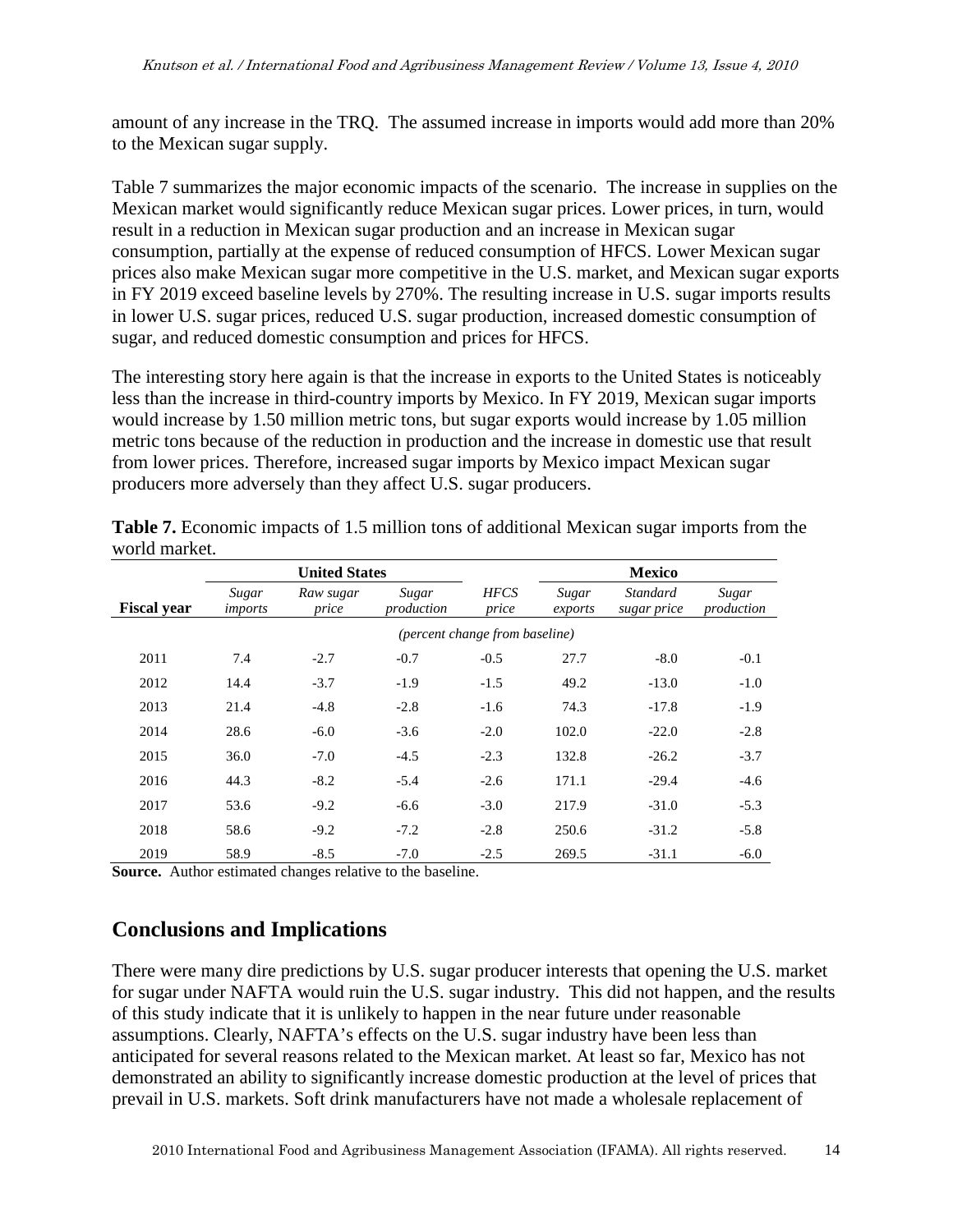amount of any increase in the TRQ. The assumed increase in imports would add more than 20% to the Mexican sugar supply.

Table 7 summarizes the major economic impacts of the scenario. The increase in supplies on the Mexican market would significantly reduce Mexican sugar prices. Lower prices, in turn, would result in a reduction in Mexican sugar production and an increase in Mexican sugar consumption, partially at the expense of reduced consumption of HFCS. Lower Mexican sugar prices also make Mexican sugar more competitive in the U.S. market, and Mexican sugar exports in FY 2019 exceed baseline levels by 270%. The resulting increase in U.S. sugar imports results in lower U.S. sugar prices, reduced U.S. sugar production, increased domestic consumption of sugar, and reduced domestic consumption and prices for HFCS.

The interesting story here again is that the increase in exports to the United States is noticeably less than the increase in third-country imports by Mexico. In FY 2019, Mexican sugar imports would increase by 1.50 million metric tons, but sugar exports would increase by 1.05 million metric tons because of the reduction in production and the increase in domestic use that result from lower prices. Therefore, increased sugar imports by Mexico impact Mexican sugar producers more adversely than they affect U.S. sugar producers.

**Table 7.** Economic impacts of 1.5 million tons of additional Mexican sugar imports from the world market.

| | United States | | | | Mexico | | |
|---|---|---|---|---|---|---|---|
| **Fiscal year** | *Sugar imports* | *Raw sugar price* | *Sugar production* | *HFCS price* | *Sugar exports* | *Standard sugar price* | *Sugar production* |
| | *(percent change from baseline)* | | | | | | |
| 2011 | 7.4 | -2.7 | -0.7 | -0.5 | 27.7 | -8.0 | -0.1 |
| 2012 | 14.4 | -3.7 | -1.9 | -1.5 | 49.2 | -13.0 | -1.0 |
| 2013 | 21.4 | -4.8 | -2.8 | -1.6 | 74.3 | -17.8 | -1.9 |
| 2014 | 28.6 | -6.0 | -3.6 | -2.0 | 102.0 | -22.0 | -2.8 |
| 2015 | 36.0 | -7.0 | -4.5 | -2.3 | 132.8 | -26.2 | -3.7 |
| 2016 | 44.3 | -8.2 | -5.4 | -2.6 | 171.1 | -29.4 | -4.6 |
| 2017 | 53.6 | -9.2 | -6.6 | -3.0 | 217.9 | -31.0 | -5.3 |
| 2018 | 58.6 | -9.2 | -7.2 | -2.8 | 250.6 | -31.2 | -5.8 |
| 2019 | 58.9 | -8.5 | -7.0 | -2.5 | 269.5 | -31.1 | -6.0 |

**Source.** Author estimated changes relative to the baseline.

## Conclusions and Implications

There were many dire predictions by U.S. sugar producer interests that opening the U.S. market for sugar under NAFTA would ruin the U.S. sugar industry. This did not happen, and the results of this study indicate that it is unlikely to happen in the near future under reasonable assumptions. Clearly, NAFTA's effects on the U.S. sugar industry have been less than anticipated for several reasons related to the Mexican market. At least so far, Mexico has not demonstrated an ability to significantly increase domestic production at the level of prices that prevail in U.S. markets. Soft drink manufacturers have not made a wholesale replacement of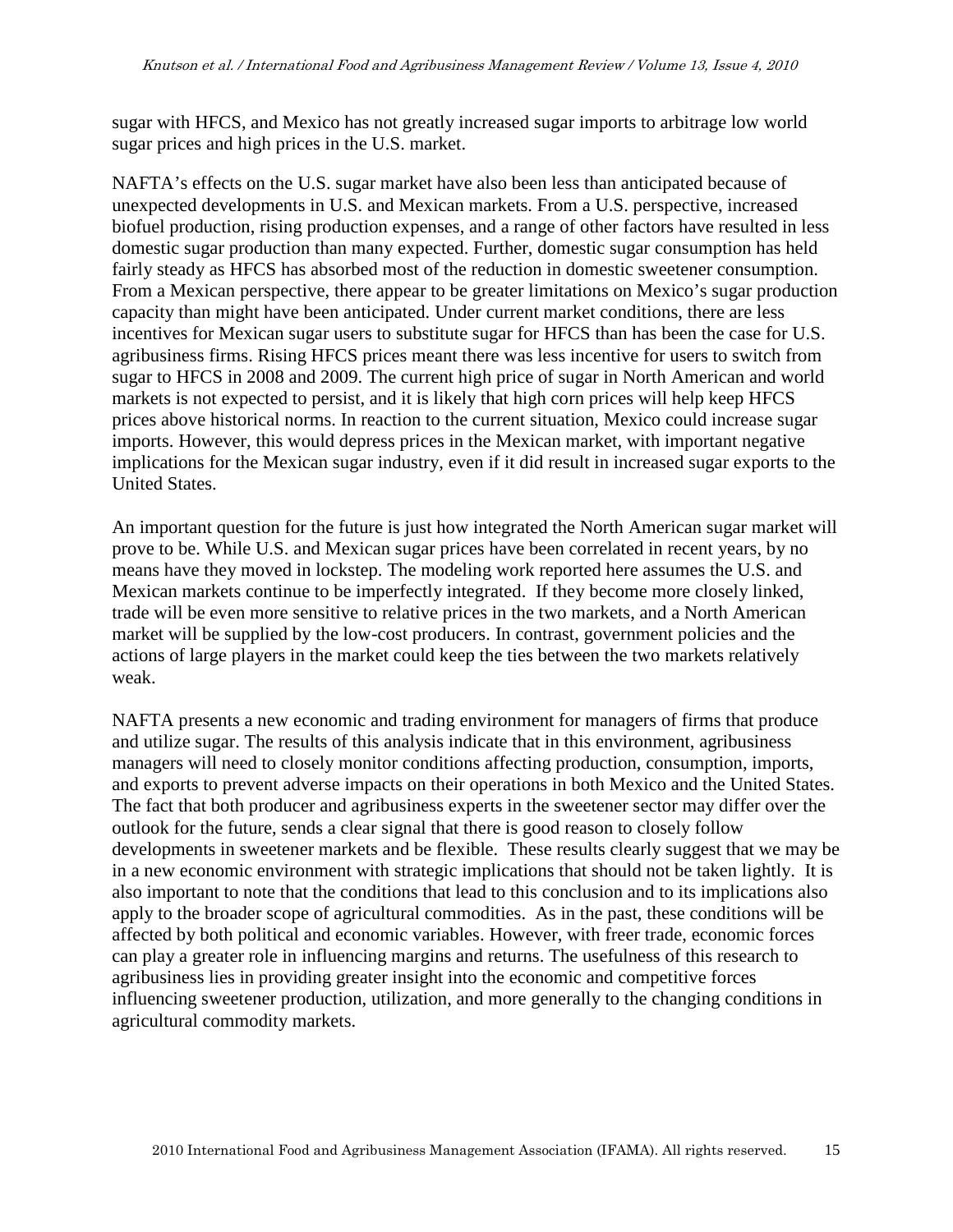sugar with HFCS, and Mexico has not greatly increased sugar imports to arbitrage low world sugar prices and high prices in the U.S. market.

NAFTA's effects on the U.S. sugar market have also been less than anticipated because of unexpected developments in U.S. and Mexican markets. From a U.S. perspective, increased biofuel production, rising production expenses, and a range of other factors have resulted in less domestic sugar production than many expected. Further, domestic sugar consumption has held fairly steady as HFCS has absorbed most of the reduction in domestic sweetener consumption. From a Mexican perspective, there appear to be greater limitations on Mexico's sugar production capacity than might have been anticipated. Under current market conditions, there are less incentives for Mexican sugar users to substitute sugar for HFCS than has been the case for U.S. agribusiness firms. Rising HFCS prices meant there was less incentive for users to switch from sugar to HFCS in 2008 and 2009. The current high price of sugar in North American and world markets is not expected to persist, and it is likely that high corn prices will help keep HFCS prices above historical norms. In reaction to the current situation, Mexico could increase sugar imports. However, this would depress prices in the Mexican market, with important negative implications for the Mexican sugar industry, even if it did result in increased sugar exports to the United States.

An important question for the future is just how integrated the North American sugar market will prove to be. While U.S. and Mexican sugar prices have been correlated in recent years, by no means have they moved in lockstep. The modeling work reported here assumes the U.S. and Mexican markets continue to be imperfectly integrated. If they become more closely linked, trade will be even more sensitive to relative prices in the two markets, and a North American market will be supplied by the low-cost producers. In contrast, government policies and the actions of large players in the market could keep the ties between the two markets relatively weak.

NAFTA presents a new economic and trading environment for managers of firms that produce and utilize sugar. The results of this analysis indicate that in this environment, agribusiness managers will need to closely monitor conditions affecting production, consumption, imports, and exports to prevent adverse impacts on their operations in both Mexico and the United States. The fact that both producer and agribusiness experts in the sweetener sector may differ over the outlook for the future, sends a clear signal that there is good reason to closely follow developments in sweetener markets and be flexible. These results clearly suggest that we may be in a new economic environment with strategic implications that should not be taken lightly. It is also important to note that the conditions that lead to this conclusion and to its implications also apply to the broader scope of agricultural commodities. As in the past, these conditions will be affected by both political and economic variables. However, with freer trade, economic forces can play a greater role in influencing margins and returns. The usefulness of this research to agribusiness lies in providing greater insight into the economic and competitive forces influencing sweetener production, utilization, and more generally to the changing conditions in agricultural commodity markets.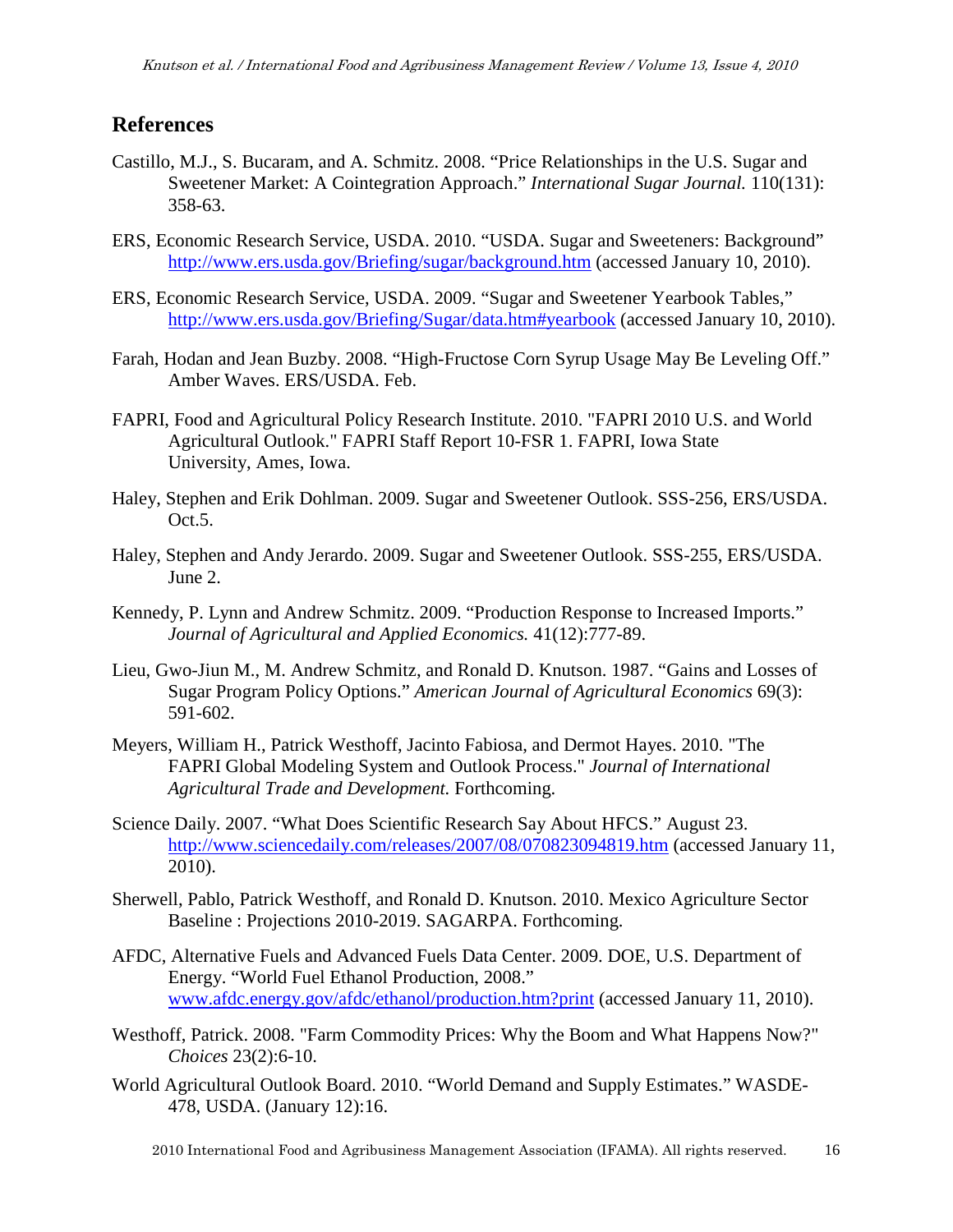## References

Castillo, M.J., S. Bucaram, and A. Schmitz. 2008. "Price Relationships in the U.S. Sugar and Sweetener Market: A Cointegration Approach." *International Sugar Journal.* 110(131): 358-63.

ERS, Economic Research Service, USDA. 2010. "USDA. Sugar and Sweeteners: Background" http://www.ers.usda.gov/Briefing/sugar/background.htm (accessed January 10, 2010).

ERS, Economic Research Service, USDA. 2009. "Sugar and Sweetener Yearbook Tables," http://www.ers.usda.gov/Briefing/Sugar/data.htm#yearbook (accessed January 10, 2010).

Farah, Hodan and Jean Buzby. 2008. "High-Fructose Corn Syrup Usage May Be Leveling Off." Amber Waves. ERS/USDA. Feb.

FAPRI, Food and Agricultural Policy Research Institute. 2010. "FAPRI 2010 U.S. and World Agricultural Outlook." FAPRI Staff Report 10-FSR 1. FAPRI, Iowa State University, Ames, Iowa.

Haley, Stephen and Erik Dohlman. 2009. Sugar and Sweetener Outlook. SSS-256, ERS/USDA. Oct.5.

Haley, Stephen and Andy Jerardo. 2009. Sugar and Sweetener Outlook. SSS-255, ERS/USDA. June 2.

Kennedy, P. Lynn and Andrew Schmitz. 2009. "Production Response to Increased Imports." *Journal of Agricultural and Applied Economics.* 41(12):777-89.

Lieu, Gwo-Jiun M., M. Andrew Schmitz, and Ronald D. Knutson. 1987. "Gains and Losses of Sugar Program Policy Options." *American Journal of Agricultural Economics* 69(3): 591-602.

Meyers, William H., Patrick Westhoff, Jacinto Fabiosa, and Dermot Hayes. 2010. "The FAPRI Global Modeling System and Outlook Process." *Journal of International Agricultural Trade and Development.* Forthcoming.

Science Daily. 2007. "What Does Scientific Research Say About HFCS." August 23. http://www.sciencedaily.com/releases/2007/08/070823094819.htm (accessed January 11, 2010).

Sherwell, Pablo, Patrick Westhoff, and Ronald D. Knutson. 2010. Mexico Agriculture Sector Baseline : Projections 2010-2019. SAGARPA. Forthcoming.

AFDC, Alternative Fuels and Advanced Fuels Data Center. 2009. DOE, U.S. Department of Energy. "World Fuel Ethanol Production, 2008." www.afdc.energy.gov/afdc/ethanol/production.htm?print (accessed January 11, 2010).

Westhoff, Patrick. 2008. "Farm Commodity Prices: Why the Boom and What Happens Now?" *Choices* 23(2):6-10.

World Agricultural Outlook Board. 2010. "World Demand and Supply Estimates." WASDE-478, USDA. (January 12):16.